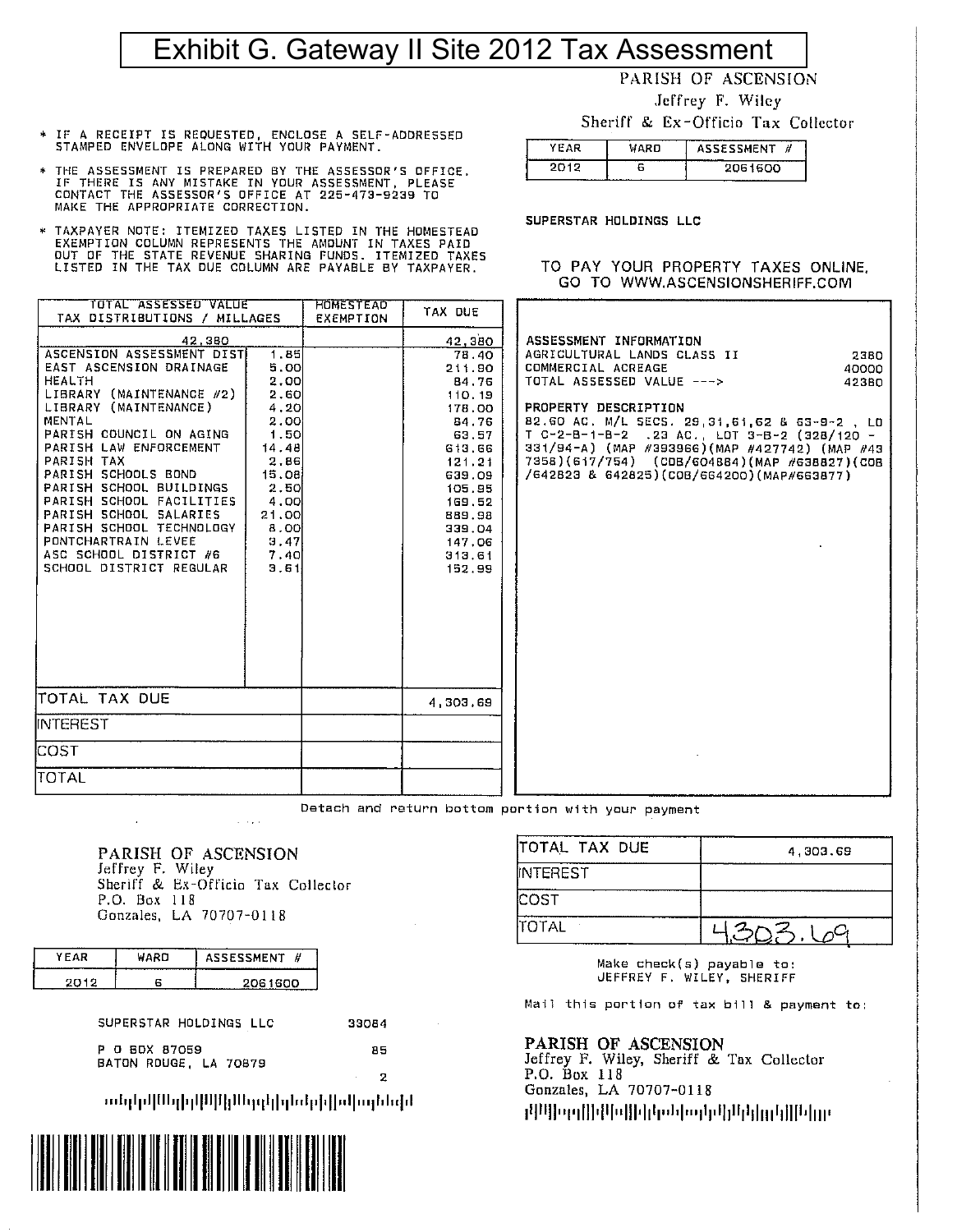# Exhibit G. Gateway II Site 2012 Tax Assessment

PARISH OF ASCENSION
Jeffrey F. Wiley
Sheriff & Ex-Officio Tax Collector

| YEAR | WARD | ASSESSMENT # |
|---|---|---|
| 2012 | 6 | 2061600 |

SUPERSTAR HOLDINGS LLC

* IF A RECEIPT IS REQUESTED, ENCLOSE A SELF-ADDRESSED STAMPED ENVELOPE ALONG WITH YOUR PAYMENT.
* THE ASSESSMENT IS PREPARED BY THE ASSESSOR'S OFFICE. IF THERE IS ANY MISTAKE IN YOUR ASSESSMENT, PLEASE CONTACT THE ASSESSOR'S OFFICE AT 225-473-9239 TO MAKE THE APPROPRIATE CORRECTION.
* TAXPAYER NOTE: ITEMIZED TAXES LISTED IN THE HOMESTEAD EXEMPTION COLUMN REPRESENTS THE AMOUNT IN TAXES PAID OUT OF THE STATE REVENUE SHARING FUNDS. ITEMIZED TAXES LISTED IN THE TAX DUE COLUMN ARE PAYABLE BY TAXPAYER.

TO PAY YOUR PROPERTY TAXES ONLINE, GO TO WWW.ASCENSIONSHERIFF.COM

| TOTAL ASSESSED VALUE TAX DISTRIBUTIONS / MILLAGES | | HOMESTEAD EXEMPTION | TAX DUE |
|---|---|---|---|
| 42,380 | | | 42,380 |
| ASCENSION ASSESSMENT DIST | 1.85 | | 78.40 |
| EAST ASCENSION DRAINAGE | 5.00 | | 211.90 |
| HEALTH | 2.00 | | 84.76 |
| LIBRARY (MAINTENANCE #2) | 2.60 | | 110.19 |
| LIBRARY (MAINTENANCE) | 4.20 | | 178.00 |
| MENTAL | 2.00 | | 84.76 |
| PARISH COUNCIL ON AGING | 1.50 | | 63.57 |
| PARISH LAW ENFORCEMENT | 14.48 | | 613.66 |
| PARISH TAX | 2.86 | | 121.21 |
| PARISH SCHOOLS BOND | 15.08 | | 639.09 |
| PARISH SCHOOL BUILDINGS | 2.50 | | 105.95 |
| PARISH SCHOOL FACILITIES | 4.00 | | 169.52 |
| PARISH SCHOOL SALARIES | 21.00 | | 889.98 |
| PARISH SCHOOL TECHNOLOGY | 8.00 | | 339.04 |
| PONTCHARTRAIN LEVEE | 3.47 | | 147.06 |
| ASC SCHOOL DISTRICT #6 | 7.40 | | 313.61 |
| SCHOOL DISTRICT REGULAR | 3.61 | | 152.99 |
| TOTAL TAX DUE | | | 4,303.69 |
| INTEREST | | | |
| COST | | | |
| TOTAL | | | |

**ASSESSMENT INFORMATION**

| | |
|---|---|
| AGRICULTURAL LANDS CLASS II | 2380 |
| COMMERCIAL ACREAGE | 40000 |
| TOTAL ASSESSED VALUE ---> | 42380 |

**PROPERTY DESCRIPTION**

82.60 AC. M/L SECS. 29,31,61,62 & 63-9-2 , LOT C-2-B-1-B-2 .23 AC., LOT 3-B-2 (328/120 - 331/94-A) (MAP #393966)(MAP #427742) (MAP #437358)(617/754) (COB/604884)(MAP #638827)(COB/642823 & 642825)(COB/664200)(MAP#663877)

Detach and return bottom portion with your payment

PARISH OF ASCENSION
Jeffrey F. Wiley
Sheriff & Ex-Officio Tax Collector
P.O. Box 118
Gonzales, LA 70707-0118

| YEAR | WARD | ASSESSMENT # |
|---|---|---|
| 2012 | 6 | 2061600 |

SUPERSTAR HOLDINGS LLC 33084

P O BOX 87059 85
BATON ROUGE, LA 70879 2

| | |
|---|---|
| TOTAL TAX DUE | 4,303.69 |
| INTEREST | |
| COST | |
| TOTAL | 4,303.69 |

Make check(s) payable to:
JEFFREY F. WILEY, SHERIFF

Mail this portion of tax bill & payment to:

PARISH OF ASCENSION
Jeffrey F. Wiley, Sheriff & Tax Collector
P.O. Box 118
Gonzales, LA 70707-0118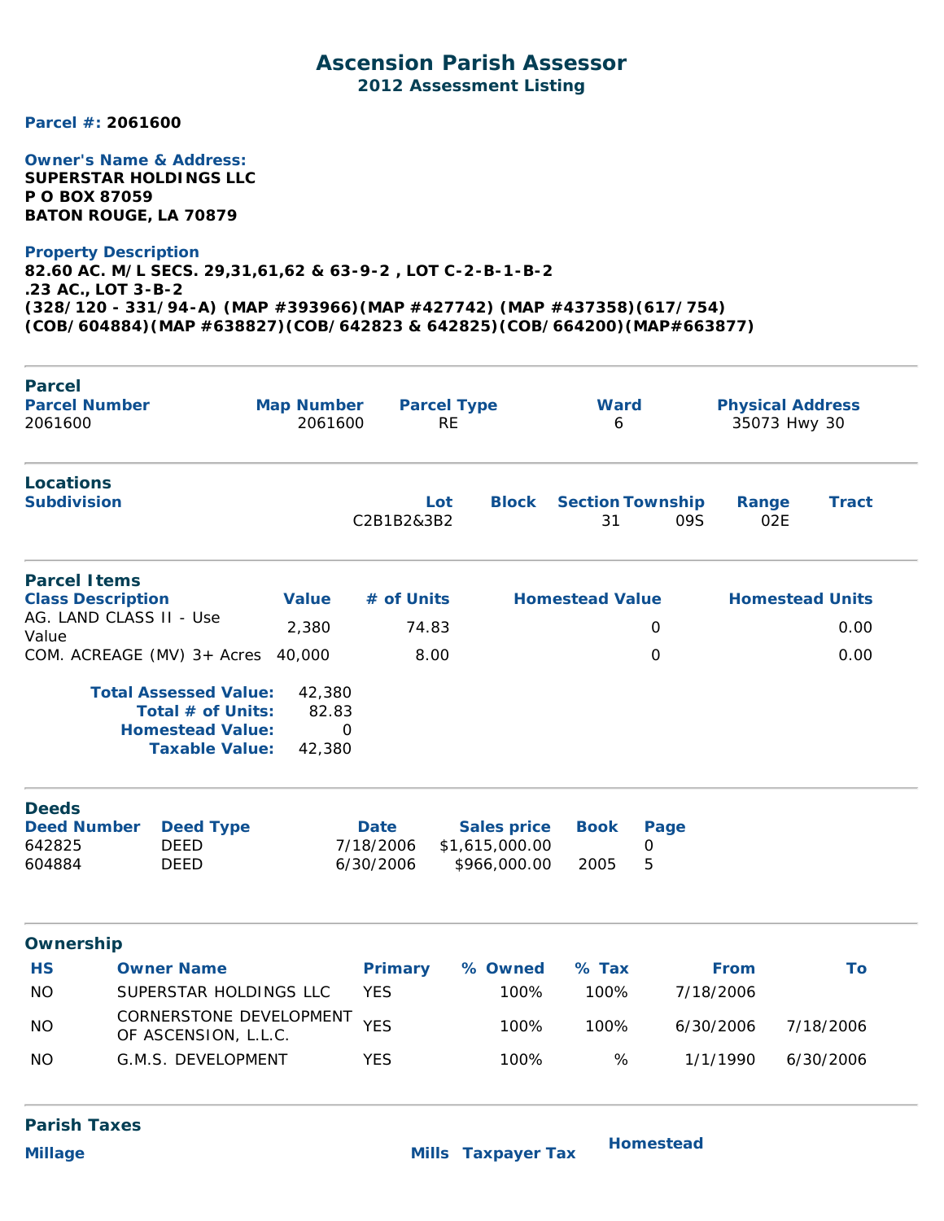# Ascension Parish Assessor

## 2012 Assessment Listing

**Parcel #:** **2061600**

**Owner's Name & Address:**
**SUPERSTAR HOLDINGS LLC**
**P O BOX 87059**
**BATON ROUGE, LA 70879**

**Property Description**
**82.60 AC. M/L SECS. 29,31,61,62 & 63-9-2 , LOT C-2-B-1-B-2**
**.23 AC., LOT 3-B-2**
**(328/120 - 331/94-A) (MAP #393966)(MAP #427742) (MAP #437358)(617/754)**
**(COB/604884)(MAP #638827)(COB/642823 & 642825)(COB/664200)(MAP#663877)**

---

### Parcel

| Parcel Number | Map Number | Parcel Type | Ward | Physical Address |
|---|---|---|---|---|
| 2061600 | 2061600 | RE | 6 | 35073 Hwy 30 |

---

### Locations

| Subdivision | Lot | Block | Section | Township | Range | Tract |
|---|---|---|---|---|---|---|
| | C2B1B2&3B2 | | 31 | 09S | 02E | |

---

### Parcel Items

| Class Description | Value | # of Units | Homestead Value | Homestead Units |
|---|---|---|---|---|
| AG. LAND CLASS II - Use Value | 2,380 | 74.83 | 0 | 0.00 |
| COM. ACREAGE (MV) 3+ Acres | 40,000 | 8.00 | 0 | 0.00 |

**Total Assessed Value:** 42,380
**Total # of Units:** 82.83
**Homestead Value:** 0
**Taxable Value:** 42,380

---

### Deeds

| Deed Number | Deed Type | Date | Sales price | Book | Page |
|---|---|---|---|---|---|
| 642825 | DEED | 7/18/2006 | $1,615,000.00 | | 0 |
| 604884 | DEED | 6/30/2006 | $966,000.00 | 2005 | 5 |

---

### Ownership

| HS | Owner Name | Primary | % Owned | % Tax | From | To |
|---|---|---|---|---|---|---|
| NO | SUPERSTAR HOLDINGS LLC | YES | 100% | 100% | 7/18/2006 | |
| NO | CORNERSTONE DEVELOPMENT OF ASCENSION, L.L.C. | YES | 100% | 100% | 6/30/2006 | 7/18/2006 |
| NO | G.M.S. DEVELOPMENT | YES | 100% | % | 1/1/1990 | 6/30/2006 |

---

### Parish Taxes

| Millage | Mills | Taxpayer Tax | Homestead |
|---|---|---|---|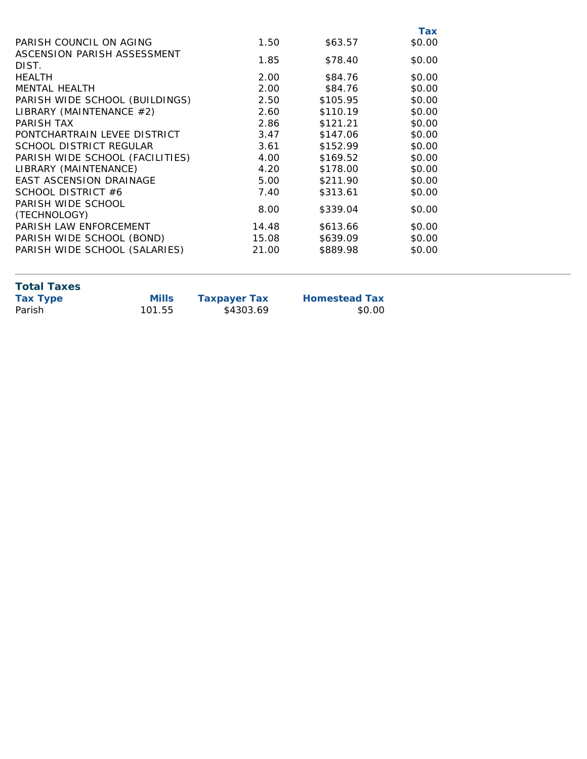| | | | Tax |
|---|---|---|---|
| PARISH COUNCIL ON AGING | 1.50 | $63.57 | $0.00 |
| ASCENSION PARISH ASSESSMENT DIST. | 1.85 | $78.40 | $0.00 |
| HEALTH | 2.00 | $84.76 | $0.00 |
| MENTAL HEALTH | 2.00 | $84.76 | $0.00 |
| PARISH WIDE SCHOOL (BUILDINGS) | 2.50 | $105.95 | $0.00 |
| LIBRARY (MAINTENANCE #2) | 2.60 | $110.19 | $0.00 |
| PARISH TAX | 2.86 | $121.21 | $0.00 |
| PONTCHARTRAIN LEVEE DISTRICT | 3.47 | $147.06 | $0.00 |
| SCHOOL DISTRICT REGULAR | 3.61 | $152.99 | $0.00 |
| PARISH WIDE SCHOOL (FACILITIES) | 4.00 | $169.52 | $0.00 |
| LIBRARY (MAINTENANCE) | 4.20 | $178.00 | $0.00 |
| EAST ASCENSION DRAINAGE | 5.00 | $211.90 | $0.00 |
| SCHOOL DISTRICT #6 | 7.40 | $313.61 | $0.00 |
| PARISH WIDE SCHOOL (TECHNOLOGY) | 8.00 | $339.04 | $0.00 |
| PARISH LAW ENFORCEMENT | 14.48 | $613.66 | $0.00 |
| PARISH WIDE SCHOOL (BOND) | 15.08 | $639.09 | $0.00 |
| PARISH WIDE SCHOOL (SALARIES) | 21.00 | $889.98 | $0.00 |

## Total Taxes

| Tax Type | Mills | Taxpayer Tax | Homestead Tax |
|---|---|---|---|
| Parish | 101.55 | $4303.69 | $0.00 |